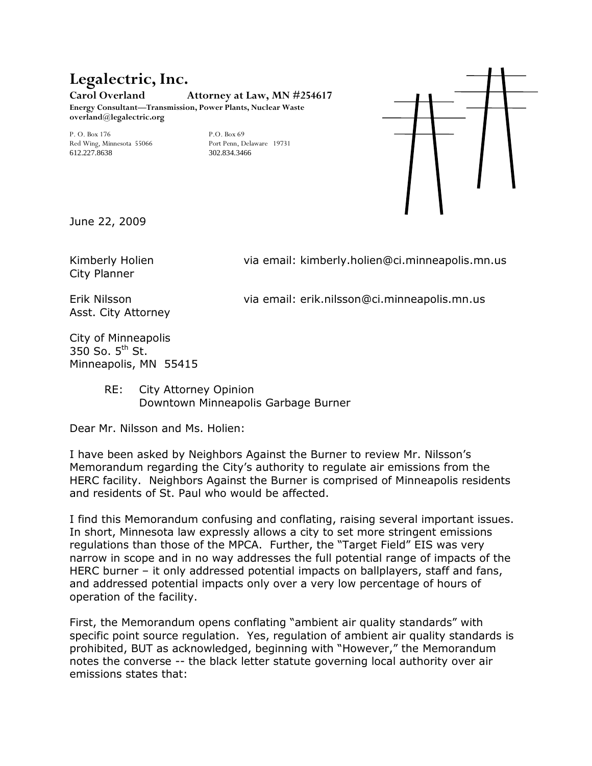# Legalectric, Inc.

**Carol Overland Attorney at Law, MN #254617**
**Energy Consultant—Transmission, Power Plants, Nuclear Waste**
**overland@legalectric.org**

P. O. Box 176
Red Wing, Minnesota 55066
612.227.8638

P.O. Box 69
Port Penn, Delaware 19731
302.834.3466

June 22, 2009

Kimberly Holien via email: kimberly.holien@ci.minneapolis.mn.us
City Planner

Erik Nilsson via email: erik.nilsson@ci.minneapolis.mn.us
Asst. City Attorney

City of Minneapolis
350 So. 5th St.
Minneapolis, MN 55415

RE: City Attorney Opinion
Downtown Minneapolis Garbage Burner

Dear Mr. Nilsson and Ms. Holien:

I have been asked by Neighbors Against the Burner to review Mr. Nilsson's Memorandum regarding the City's authority to regulate air emissions from the HERC facility. Neighbors Against the Burner is comprised of Minneapolis residents and residents of St. Paul who would be affected.

I find this Memorandum confusing and conflating, raising several important issues. In short, Minnesota law expressly allows a city to set more stringent emissions regulations than those of the MPCA. Further, the "Target Field" EIS was very narrow in scope and in no way addresses the full potential range of impacts of the HERC burner – it only addressed potential impacts on ballplayers, staff and fans, and addressed potential impacts only over a very low percentage of hours of operation of the facility.

First, the Memorandum opens conflating "ambient air quality standards" with specific point source regulation. Yes, regulation of ambient air quality standards is prohibited, BUT as acknowledged, beginning with "However," the Memorandum notes the converse -- the black letter statute governing local authority over air emissions states that: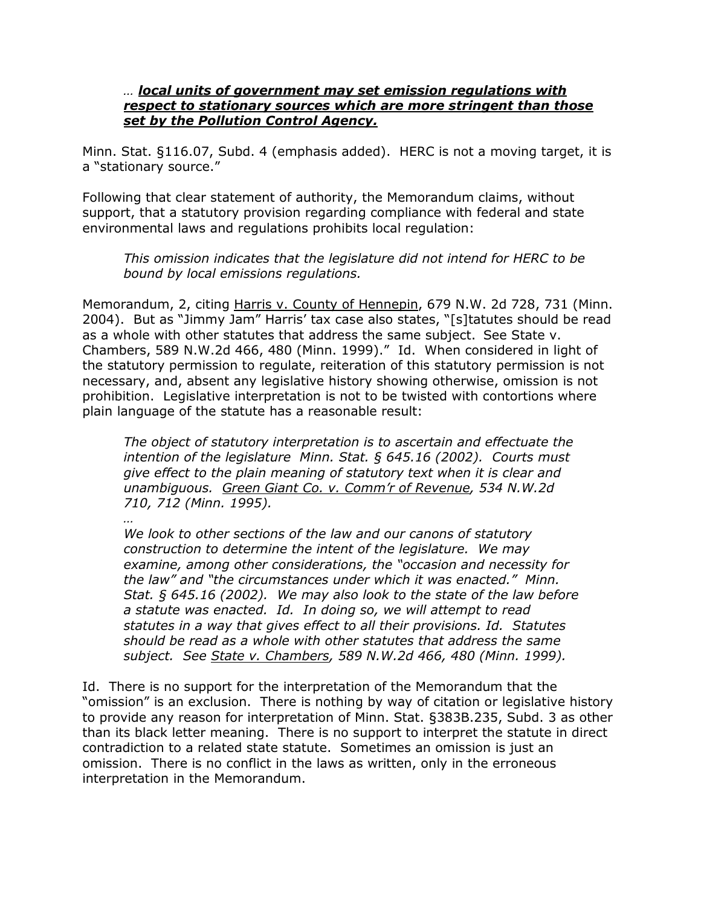> … ***local units of government may set emission regulations with respect to stationary sources which are more stringent than those set by the Pollution Control Agency.***

Minn. Stat. §116.07, Subd. 4 (emphasis added). HERC is not a moving target, it is a "stationary source."

Following that clear statement of authority, the Memorandum claims, without support, that a statutory provision regarding compliance with federal and state environmental laws and regulations prohibits local regulation:

> *This omission indicates that the legislature did not intend for HERC to be bound by local emissions regulations.*

Memorandum, 2, citing Harris v. County of Hennepin, 679 N.W. 2d 728, 731 (Minn. 2004). But as "Jimmy Jam" Harris' tax case also states, "[s]tatutes should be read as a whole with other statutes that address the same subject. See State v. Chambers, 589 N.W.2d 466, 480 (Minn. 1999)." Id. When considered in light of the statutory permission to regulate, reiteration of this statutory permission is not necessary, and, absent any legislative history showing otherwise, omission is not prohibition. Legislative interpretation is not to be twisted with contortions where plain language of the statute has a reasonable result:

> *The object of statutory interpretation is to ascertain and effectuate the intention of the legislature Minn. Stat. § 645.16 (2002). Courts must give effect to the plain meaning of statutory text when it is clear and unambiguous. Green Giant Co. v. Comm'r of Revenue, 534 N.W.2d 710, 712 (Minn. 1995).*
>
> *…*
>
> *We look to other sections of the law and our canons of statutory construction to determine the intent of the legislature. We may examine, among other considerations, the "occasion and necessity for the law" and "the circumstances under which it was enacted." Minn. Stat. § 645.16 (2002). We may also look to the state of the law before a statute was enacted. Id. In doing so, we will attempt to read statutes in a way that gives effect to all their provisions. Id. Statutes should be read as a whole with other statutes that address the same subject. See State v. Chambers, 589 N.W.2d 466, 480 (Minn. 1999).*

Id. There is no support for the interpretation of the Memorandum that the "omission" is an exclusion. There is nothing by way of citation or legislative history to provide any reason for interpretation of Minn. Stat. §383B.235, Subd. 3 as other than its black letter meaning. There is no support to interpret the statute in direct contradiction to a related state statute. Sometimes an omission is just an omission. There is no conflict in the laws as written, only in the erroneous interpretation in the Memorandum.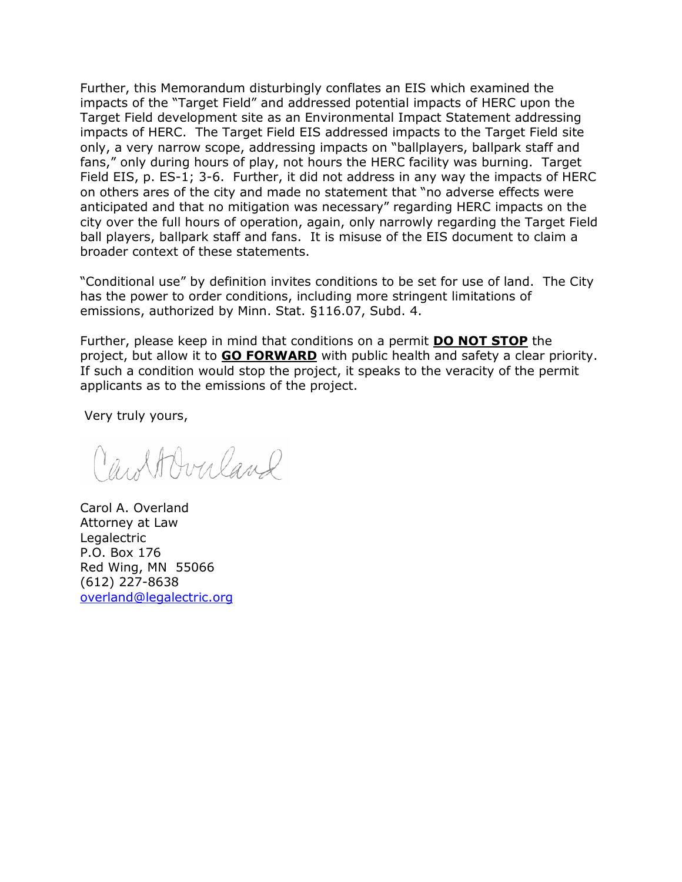Further, this Memorandum disturbingly conflates an EIS which examined the impacts of the "Target Field" and addressed potential impacts of HERC upon the Target Field development site as an Environmental Impact Statement addressing impacts of HERC. The Target Field EIS addressed impacts to the Target Field site only, a very narrow scope, addressing impacts on "ballplayers, ballpark staff and fans," only during hours of play, not hours the HERC facility was burning. Target Field EIS, p. ES-1; 3-6. Further, it did not address in any way the impacts of HERC on others ares of the city and made no statement that "no adverse effects were anticipated and that no mitigation was necessary" regarding HERC impacts on the city over the full hours of operation, again, only narrowly regarding the Target Field ball players, ballpark staff and fans. It is misuse of the EIS document to claim a broader context of these statements.

"Conditional use" by definition invites conditions to be set for use of land. The City has the power to order conditions, including more stringent limitations of emissions, authorized by Minn. Stat. §116.07, Subd. 4.

Further, please keep in mind that conditions on a permit <u>**DO NOT STOP**</u> the project, but allow it to <u>**GO FORWARD**</u> with public health and safety a clear priority. If such a condition would stop the project, it speaks to the veracity of the permit applicants as to the emissions of the project.

Very truly yours,

Carol A. Overland

Carol A. Overland
Attorney at Law
Legalectric
P.O. Box 176
Red Wing, MN 55066
(612) 227-8638
overland@legalectric.org